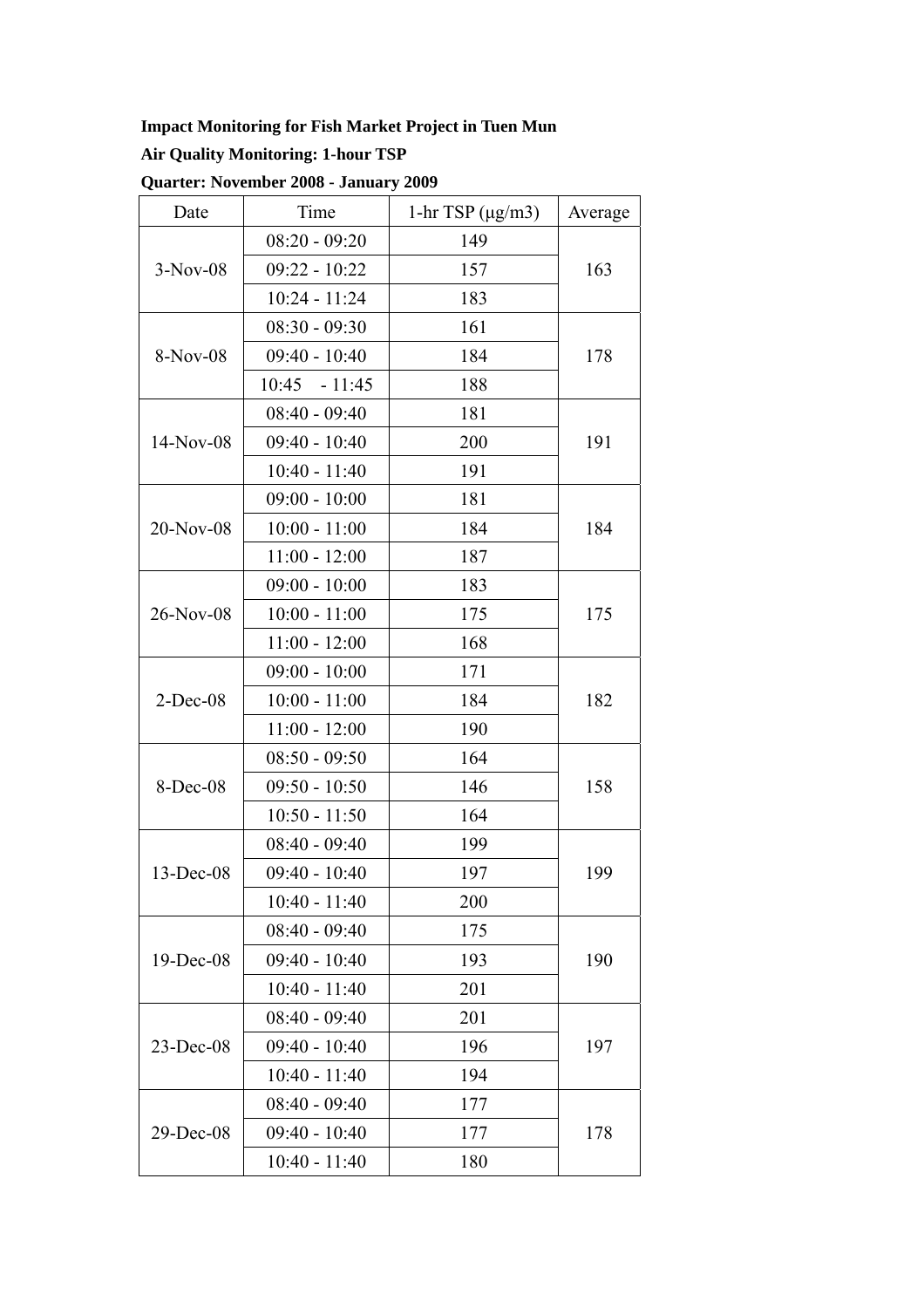**Impact Monitoring for Fish Market Project in Tuen Mun**

**Air Quality Monitoring: 1-hour TSP**

**Quarter: November 2008 - January 2009**

| Date | Time | 1-hr TSP (μg/m3) | Average |
|---|---|---|---|
| 3-Nov-08 | 08:20 - 09:20 | 149 | 163 |
| | 09:22 - 10:22 | 157 | |
| | 10:24 - 11:24 | 183 | |
| 8-Nov-08 | 08:30 - 09:30 | 161 | 178 |
| | 09:40 - 10:40 | 184 | |
| | 10:45 - 11:45 | 188 | |
| 14-Nov-08 | 08:40 - 09:40 | 181 | 191 |
| | 09:40 - 10:40 | 200 | |
| | 10:40 - 11:40 | 191 | |
| 20-Nov-08 | 09:00 - 10:00 | 181 | 184 |
| | 10:00 - 11:00 | 184 | |
| | 11:00 - 12:00 | 187 | |
| 26-Nov-08 | 09:00 - 10:00 | 183 | 175 |
| | 10:00 - 11:00 | 175 | |
| | 11:00 - 12:00 | 168 | |
| 2-Dec-08 | 09:00 - 10:00 | 171 | 182 |
| | 10:00 - 11:00 | 184 | |
| | 11:00 - 12:00 | 190 | |
| 8-Dec-08 | 08:50 - 09:50 | 164 | 158 |
| | 09:50 - 10:50 | 146 | |
| | 10:50 - 11:50 | 164 | |
| 13-Dec-08 | 08:40 - 09:40 | 199 | 199 |
| | 09:40 - 10:40 | 197 | |
| | 10:40 - 11:40 | 200 | |
| 19-Dec-08 | 08:40 - 09:40 | 175 | 190 |
| | 09:40 - 10:40 | 193 | |
| | 10:40 - 11:40 | 201 | |
| 23-Dec-08 | 08:40 - 09:40 | 201 | 197 |
| | 09:40 - 10:40 | 196 | |
| | 10:40 - 11:40 | 194 | |
| 29-Dec-08 | 08:40 - 09:40 | 177 | 178 |
| | 09:40 - 10:40 | 177 | |
| | 10:40 - 11:40 | 180 | |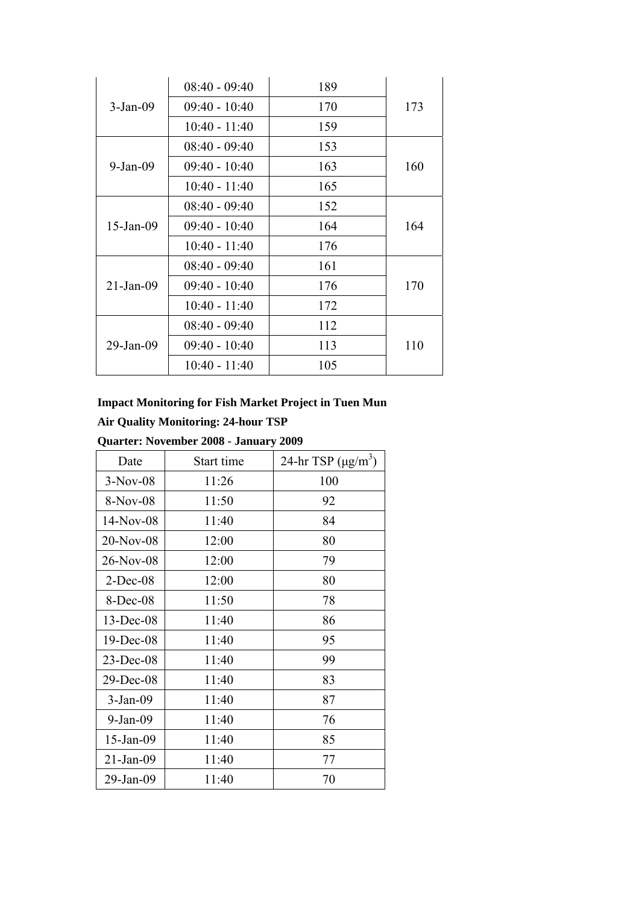| | | | |
|---|---|---|---|
| 3-Jan-09 | 08:40 - 09:40 | 189 | 173 |
| | 09:40 - 10:40 | 170 | |
| | 10:40 - 11:40 | 159 | |
| 9-Jan-09 | 08:40 - 09:40 | 153 | 160 |
| | 09:40 - 10:40 | 163 | |
| | 10:40 - 11:40 | 165 | |
| 15-Jan-09 | 08:40 - 09:40 | 152 | 164 |
| | 09:40 - 10:40 | 164 | |
| | 10:40 - 11:40 | 176 | |
| 21-Jan-09 | 08:40 - 09:40 | 161 | 170 |
| | 09:40 - 10:40 | 176 | |
| | 10:40 - 11:40 | 172 | |
| 29-Jan-09 | 08:40 - 09:40 | 112 | 110 |
| | 09:40 - 10:40 | 113 | |
| | 10:40 - 11:40 | 105 | |

**Impact Monitoring for Fish Market Project in Tuen Mun**

**Air Quality Monitoring: 24-hour TSP**

**Quarter: November 2008 - January 2009**

| Date | Start time | 24-hr TSP ($\mu g/m^3$) |
|---|---|---|
| 3-Nov-08 | 11:26 | 100 |
| 8-Nov-08 | 11:50 | 92 |
| 14-Nov-08 | 11:40 | 84 |
| 20-Nov-08 | 12:00 | 80 |
| 26-Nov-08 | 12:00 | 79 |
| 2-Dec-08 | 12:00 | 80 |
| 8-Dec-08 | 11:50 | 78 |
| 13-Dec-08 | 11:40 | 86 |
| 19-Dec-08 | 11:40 | 95 |
| 23-Dec-08 | 11:40 | 99 |
| 29-Dec-08 | 11:40 | 83 |
| 3-Jan-09 | 11:40 | 87 |
| 9-Jan-09 | 11:40 | 76 |
| 15-Jan-09 | 11:40 | 85 |
| 21-Jan-09 | 11:40 | 77 |
| 29-Jan-09 | 11:40 | 70 |